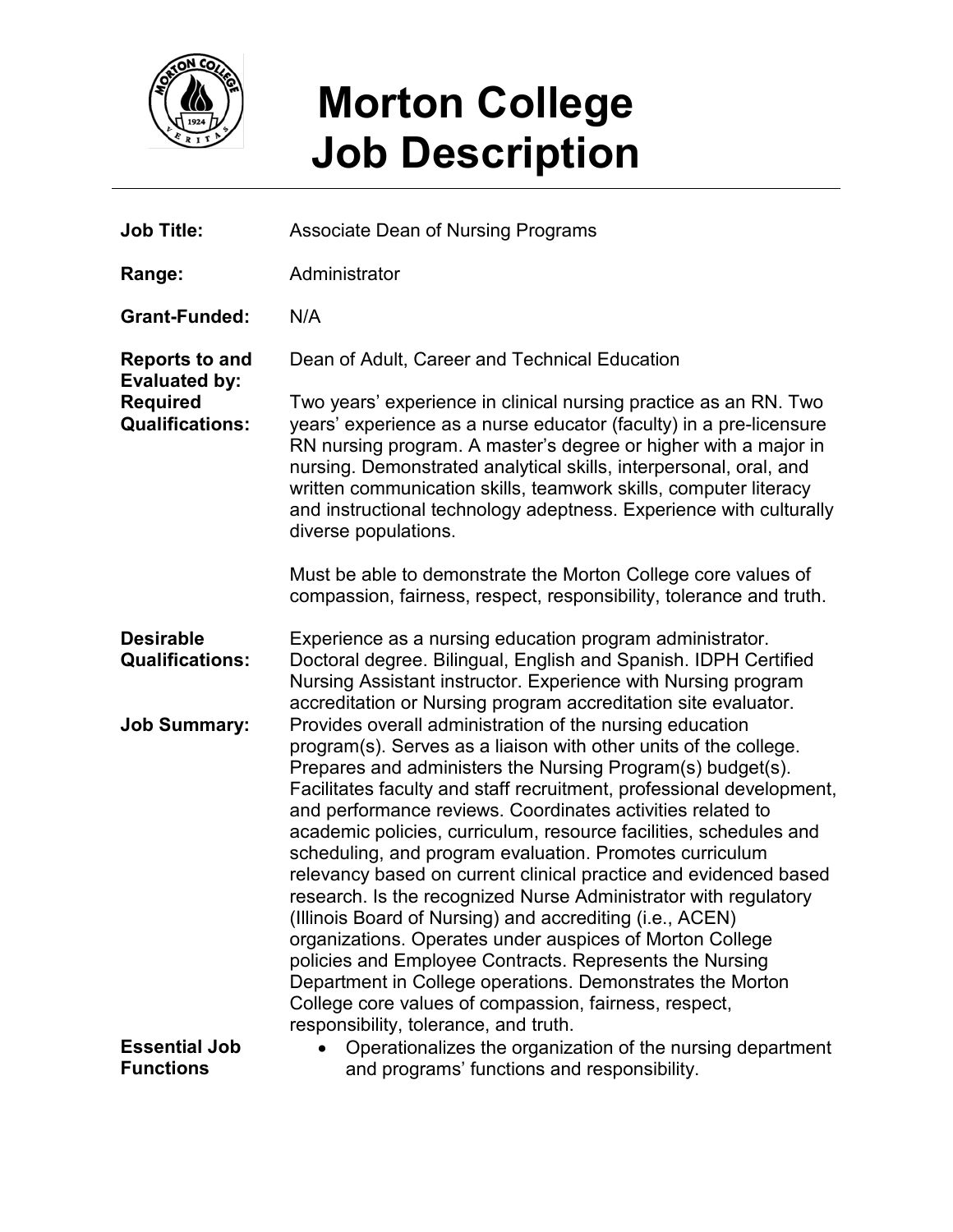# Morton College Job Description

**Job Title:** Associate Dean of Nursing Programs

**Range:** Administrator

**Grant-Funded:** N/A

**Reports to and Evaluated by:** Dean of Adult, Career and Technical Education

**Required Qualifications:** Two years' experience in clinical nursing practice as an RN. Two years' experience as a nurse educator (faculty) in a pre-licensure RN nursing program. A master's degree or higher with a major in nursing. Demonstrated analytical skills, interpersonal, oral, and written communication skills, teamwork skills, computer literacy and instructional technology adeptness. Experience with culturally diverse populations.

Must be able to demonstrate the Morton College core values of compassion, fairness, respect, responsibility, tolerance and truth.

**Desirable Qualifications:** Experience as a nursing education program administrator. Doctoral degree. Bilingual, English and Spanish. IDPH Certified Nursing Assistant instructor. Experience with Nursing program accreditation or Nursing program accreditation site evaluator.

**Job Summary:** Provides overall administration of the nursing education program(s). Serves as a liaison with other units of the college. Prepares and administers the Nursing Program(s) budget(s). Facilitates faculty and staff recruitment, professional development, and performance reviews. Coordinates activities related to academic policies, curriculum, resource facilities, schedules and scheduling, and program evaluation. Promotes curriculum relevancy based on current clinical practice and evidenced based research. Is the recognized Nurse Administrator with regulatory (Illinois Board of Nursing) and accrediting (i.e., ACEN) organizations. Operates under auspices of Morton College policies and Employee Contracts. Represents the Nursing Department in College operations. Demonstrates the Morton College core values of compassion, fairness, respect, responsibility, tolerance, and truth.

**Essential Job Functions**

- Operationalizes the organization of the nursing department and programs' functions and responsibility.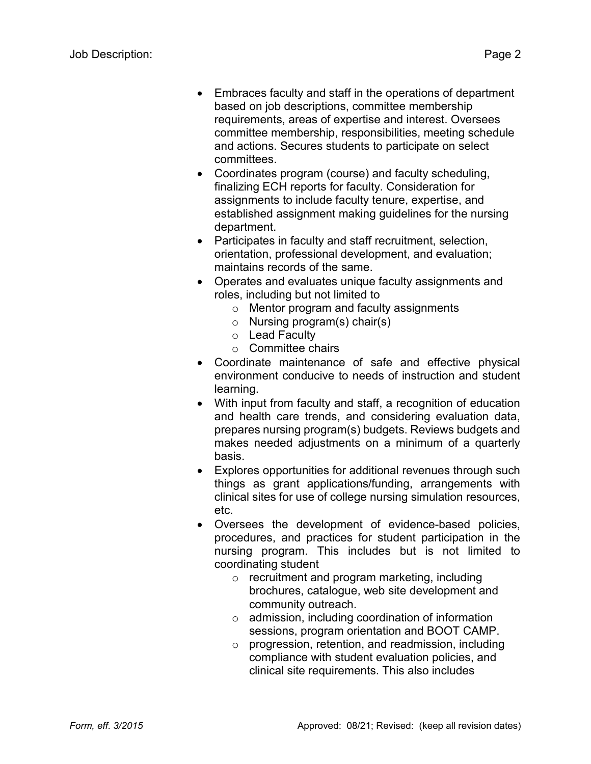- Embraces faculty and staff in the operations of department based on job descriptions, committee membership requirements, areas of expertise and interest. Oversees committee membership, responsibilities, meeting schedule and actions. Secures students to participate on select committees.
- Coordinates program (course) and faculty scheduling, finalizing ECH reports for faculty. Consideration for assignments to include faculty tenure, expertise, and established assignment making guidelines for the nursing department.
- Participates in faculty and staff recruitment, selection, orientation, professional development, and evaluation; maintains records of the same.
- Operates and evaluates unique faculty assignments and roles, including but not limited to
  - Mentor program and faculty assignments
  - Nursing program(s) chair(s)
  - Lead Faculty
  - Committee chairs
- Coordinate maintenance of safe and effective physical environment conducive to needs of instruction and student learning.
- With input from faculty and staff, a recognition of education and health care trends, and considering evaluation data, prepares nursing program(s) budgets. Reviews budgets and makes needed adjustments on a minimum of a quarterly basis.
- Explores opportunities for additional revenues through such things as grant applications/funding, arrangements with clinical sites for use of college nursing simulation resources, etc.
- Oversees the development of evidence-based policies, procedures, and practices for student participation in the nursing program. This includes but is not limited to coordinating student
  - recruitment and program marketing, including brochures, catalogue, web site development and community outreach.
  - admission, including coordination of information sessions, program orientation and BOOT CAMP.
  - progression, retention, and readmission, including compliance with student evaluation policies, and clinical site requirements. This also includes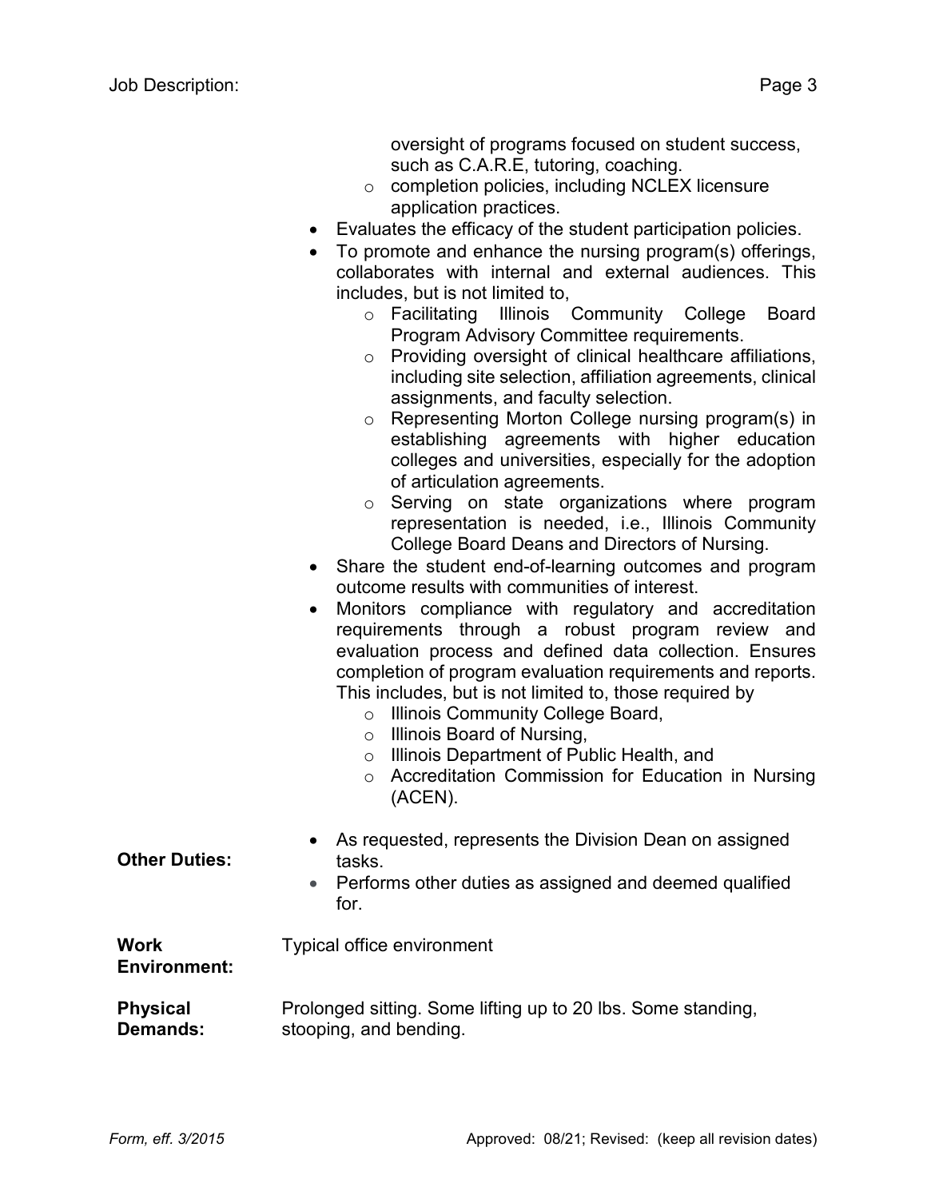- oversight of programs focused on student success, such as C.A.R.E, tutoring, coaching.
    - completion policies, including NCLEX licensure application practices.
- Evaluates the efficacy of the student participation policies.
- To promote and enhance the nursing program(s) offerings, collaborates with internal and external audiences. This includes, but is not limited to,
    - Facilitating Illinois Community College Board Program Advisory Committee requirements.
    - Providing oversight of clinical healthcare affiliations, including site selection, affiliation agreements, clinical assignments, and faculty selection.
    - Representing Morton College nursing program(s) in establishing agreements with higher education colleges and universities, especially for the adoption of articulation agreements.
    - Serving on state organizations where program representation is needed, i.e., Illinois Community College Board Deans and Directors of Nursing.
- Share the student end-of-learning outcomes and program outcome results with communities of interest.
- Monitors compliance with regulatory and accreditation requirements through a robust program review and evaluation process and defined data collection. Ensures completion of program evaluation requirements and reports. This includes, but is not limited to, those required by
    - Illinois Community College Board,
    - Illinois Board of Nursing,
    - Illinois Department of Public Health, and
    - Accreditation Commission for Education in Nursing (ACEN).

**Other Duties:**

- As requested, represents the Division Dean on assigned tasks.
- Performs other duties as assigned and deemed qualified for.

**Work Environment:** Typical office environment

**Physical Demands:** Prolonged sitting. Some lifting up to 20 lbs. Some standing, stooping, and bending.

*Form, eff. 3/2015* Approved: 08/21; Revised: (keep all revision dates)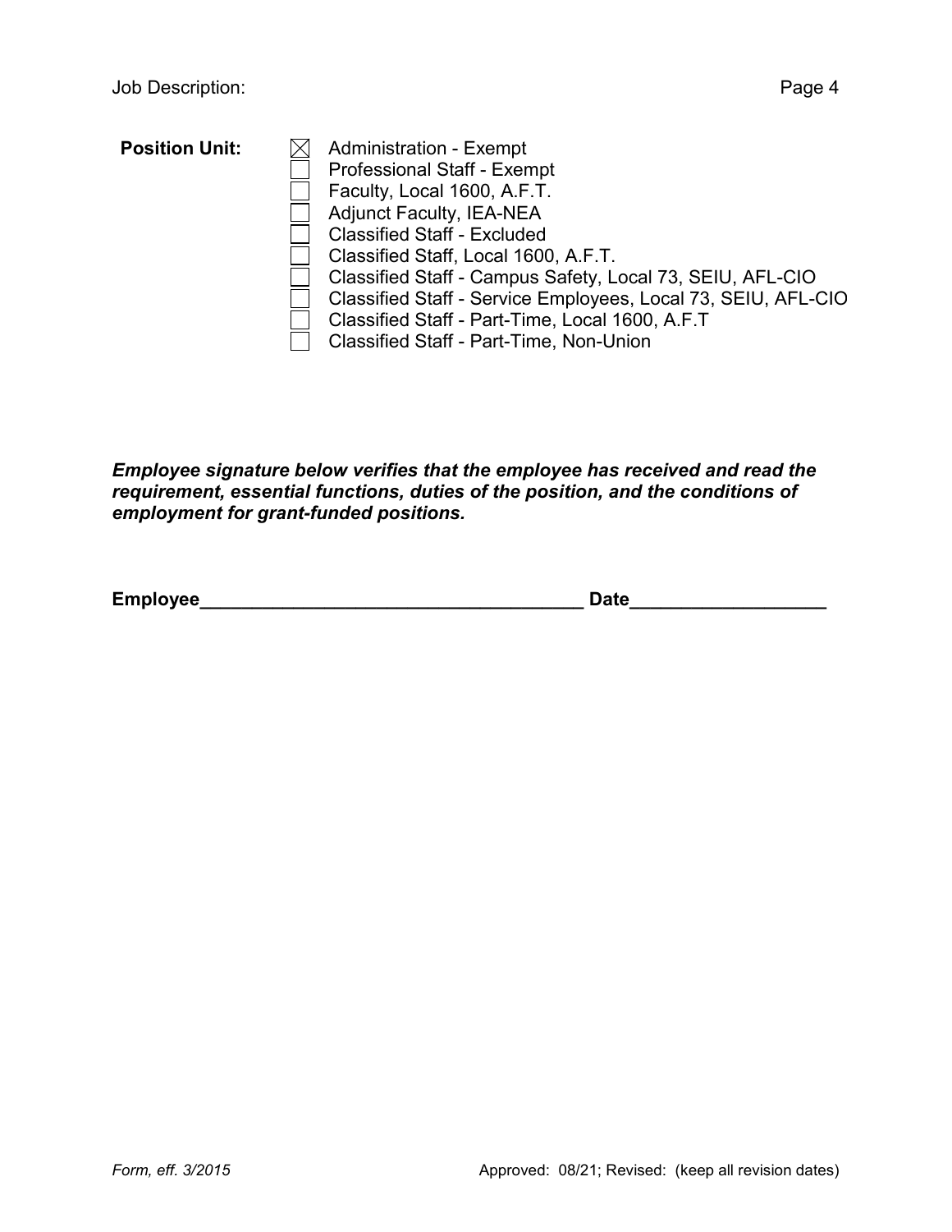**Position Unit:**

- [x] Administration - Exempt
- [ ] Professional Staff - Exempt
- [ ] Faculty, Local 1600, A.F.T.
- [ ] Adjunct Faculty, IEA-NEA
- [ ] Classified Staff - Excluded
- [ ] Classified Staff, Local 1600, A.F.T.
- [ ] Classified Staff - Campus Safety, Local 73, SEIU, AFL-CIO
- [ ] Classified Staff - Service Employees, Local 73, SEIU, AFL-CIO
- [ ] Classified Staff - Part-Time, Local 1600, A.F.T
- [ ] Classified Staff - Part-Time, Non-Union

***Employee signature below verifies that the employee has received and read the requirement, essential functions, duties of the position, and the conditions of employment for grant-funded positions.***

**Employee**_____________________________________ **Date**__________________

*Form, eff. 3/2015*

Approved: 08/21; Revised: (keep all revision dates)